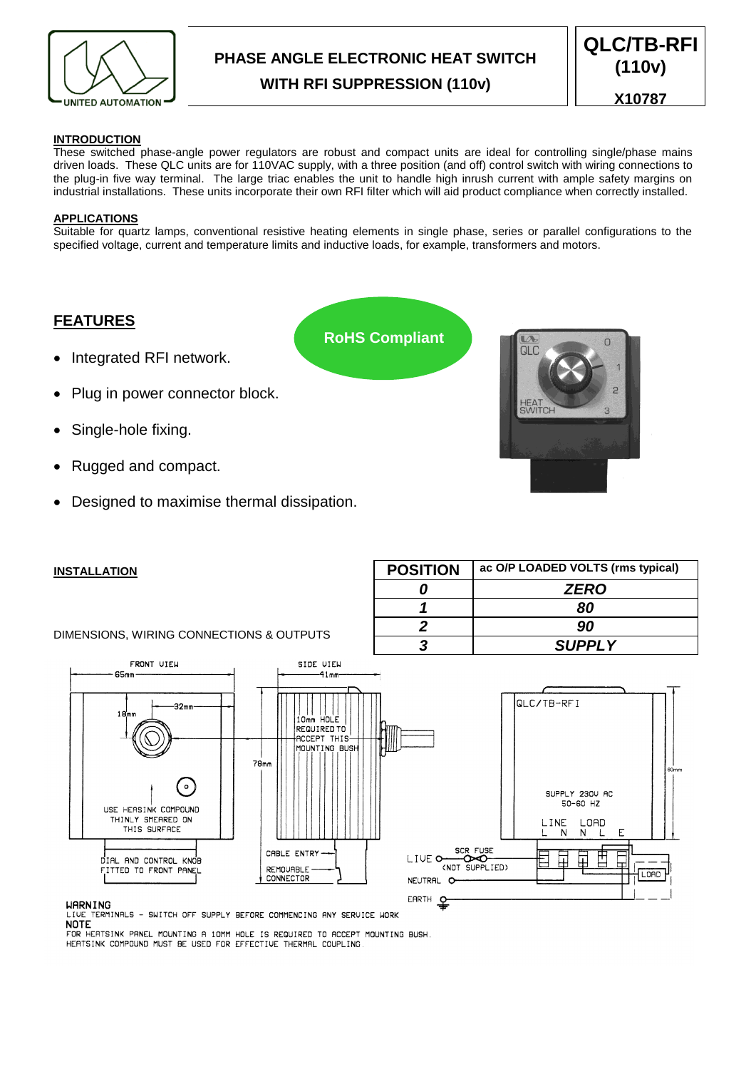# PHASE ANGLE ELECTRONIC HEAT SWITCH WITH RFI SUPPRESSION (110v)

**QLC/TB-RFI (110v)**

**X10787**

## INTRODUCTION

These switched phase-angle power regulators are robust and compact units are ideal for controlling single/phase mains driven loads. These QLC units are for 110VAC supply, with a three position (and off) control switch with wiring connections to the plug-in five way terminal. The large triac enables the unit to handle high inrush current with ample safety margins on industrial installations. These units incorporate their own RFI filter which will aid product compliance when correctly installed.

## APPLICATIONS

Suitable for quartz lamps, conventional resistive heating elements in single phase, series or parallel configurations to the specified voltage, current and temperature limits and inductive loads, for example, transformers and motors.

## FEATURES

**RoHS Compliant**

- Integrated RFI network.
- Plug in power connector block.
- Single-hole fixing.
- Rugged and compact.
- Designed to maximise thermal dissipation.

## INSTALLATION

| POSITION | ac O/P LOADED VOLTS (rms typical) |
|---|---|
| *0* | *ZERO* |
| *1* | *80* |
| *2* | *90* |
| *3* | *SUPPLY* |

DIMENSIONS, WIRING CONNECTIONS & OUTPUTS

FRONT VIEW: 65mm, 32mm, 18mm. USE HEATSINK COMPOUND THINLY SMEARED ON THIS SURFACE. DIAL AND CONTROL KNOB FITTED TO FRONT PANEL.

SIDE VIEW: 41mm, 78mm. 10mm HOLE REQUIRED TO ACCEPT THIS MOUNTING BUSH. CABLE ENTRY. REMOVABLE CONNECTOR.

QLC/TB-RFI. SUPPLY 230V AC 50-60 HZ. 60mm. LINE L N, LOAD N L E. LIVE, SCR FUSE (NOT SUPPLIED), NEUTRAL, EARTH, LOAD.

**WARNING**
LIVE TERMINALS - SWITCH OFF SUPPLY BEFORE COMMENCING ANY SERVICE WORK

**NOTE**
FOR HEATSINK PANEL MOUNTING A 10MM HOLE IS REQUIRED TO ACCEPT MOUNTING BUSH.
HEATSINK COMPOUND MUST BE USED FOR EFFECTIVE THERMAL COUPLING.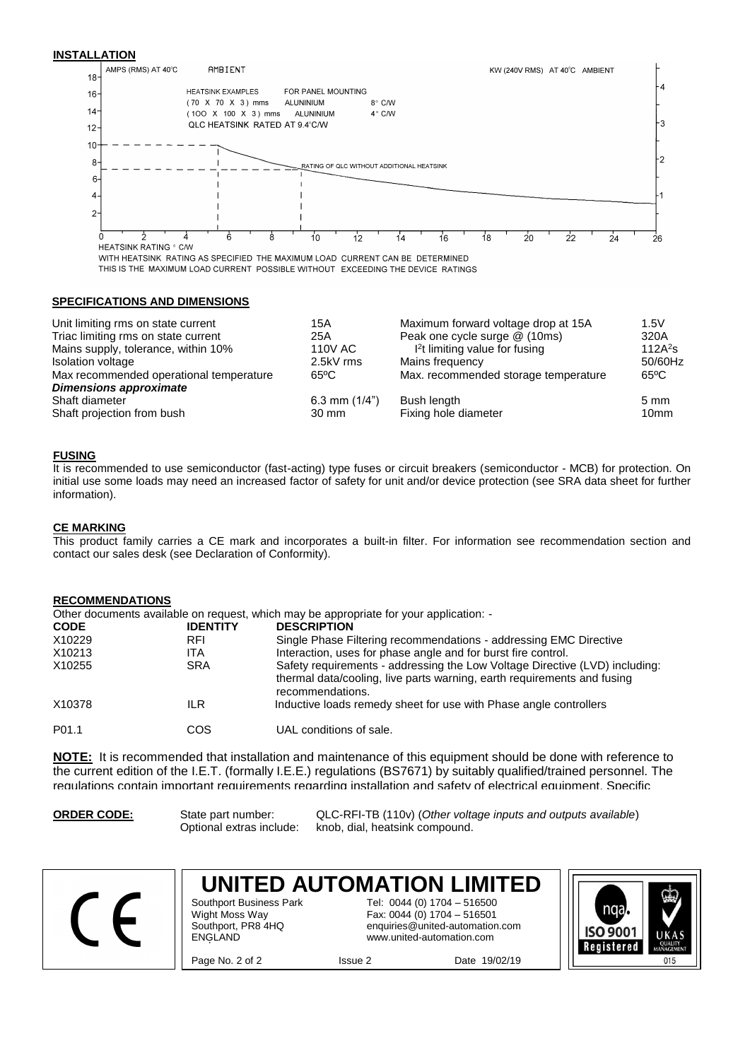**INSTALLATION**

AMPS (RMS) AT 40°C AMBIENT

KW (240V RMS) AT 40°C AMBIENT

HEATSINK EXAMPLES FOR PANEL MOUNTING
(70 X 70 X 3) mms ALUNINIUM 8° C/W
(100 X 100 X 3) mms ALUNINIUM 4° C/W
QLC HEATSINK RATED AT 9.4°C/W

RATING OF QLC WITHOUT ADDITIONAL HEATSINK

18
16
14
12
10
8
6
4
2
0

4
3
2
1

2 4 6 8 10 12 14 16 18 20 22 24 26

HEATSINK RATING ° C/W

WITH HEATSINK RATING AS SPECIFIED THE MAXIMUM LOAD CURRENT CAN BE DETERMINED
THIS IS THE MAXIMUM LOAD CURRENT POSSIBLE WITHOUT EXCEEDING THE DEVICE RATINGS

**SPECIFICATIONS AND DIMENSIONS**

| | | | |
|---|---|---|---|
| Unit limiting rms on state current | 15A | Maximum forward voltage drop at 15A | 1.5V |
| Triac limiting rms on state current | 25A | Peak one cycle surge @ (10ms) | 320A |
| Mains supply, tolerance, within 10% | 110V AC | $I^2t$ limiting value for fusing | $112A^2s$ |
| Isolation voltage | 2.5kV rms | Mains frequency | 50/60Hz |
| Max recommended operational temperature | 65ºC | Max. recommended storage temperature | 65ºC |
| ***Dimensions approximate*** | | | |
| Shaft diameter | 6.3 mm (1/4") | Bush length | 5 mm |
| Shaft projection from bush | 30 mm | Fixing hole diameter | 10mm |

**FUSING**

It is recommended to use semiconductor (fast-acting) type fuses or circuit breakers (semiconductor - MCB) for protection. On initial use some loads may need an increased factor of safety for unit and/or device protection (see SRA data sheet for further information).

**CE MARKING**

This product family carries a CE mark and incorporates a built-in filter. For information see recommendation section and contact our sales desk (see Declaration of Conformity).

**RECOMMENDATIONS**

Other documents available on request, which may be appropriate for your application: -

| CODE | IDENTITY | DESCRIPTION |
|---|---|---|
| X10229 | RFI | Single Phase Filtering recommendations - addressing EMC Directive |
| X10213 | ITA | Interaction, uses for phase angle and for burst fire control. |
| X10255 | SRA | Safety requirements - addressing the Low Voltage Directive (LVD) including: thermal data/cooling, live parts warning, earth requirements and fusing recommendations. |
| X10378 | ILR | Inductive loads remedy sheet for use with Phase angle controllers |
| P01.1 | COS | UAL conditions of sale. |

**NOTE:** It is recommended that installation and maintenance of this equipment should be done with reference to the current edition of the I.E.T. (formally I.E.E.) regulations (BS7671) by suitably qualified/trained personnel. The regulations contain important requirements regarding installation and safety of electrical equipment. Specific

**ORDER CODE:** State part number: QLC-RFI-TB (110v) (*Other voltage inputs and outputs available*)
Optional extras include: knob, dial, heatsink compound.

CE

**UNITED AUTOMATION LIMITED**

Southport Business Park
Wight Moss Way
Southport, PR8 4HQ
ENGLAND

Tel: 0044 (0) 1704 – 516500
Fax: 0044 (0) 1704 – 516501
enquiries@united-automation.com
www.united-automation.com

Issue 2 Date 19/02/19

nqa ISO 9001 Registered UKAS QUALITY MANAGEMENT 015